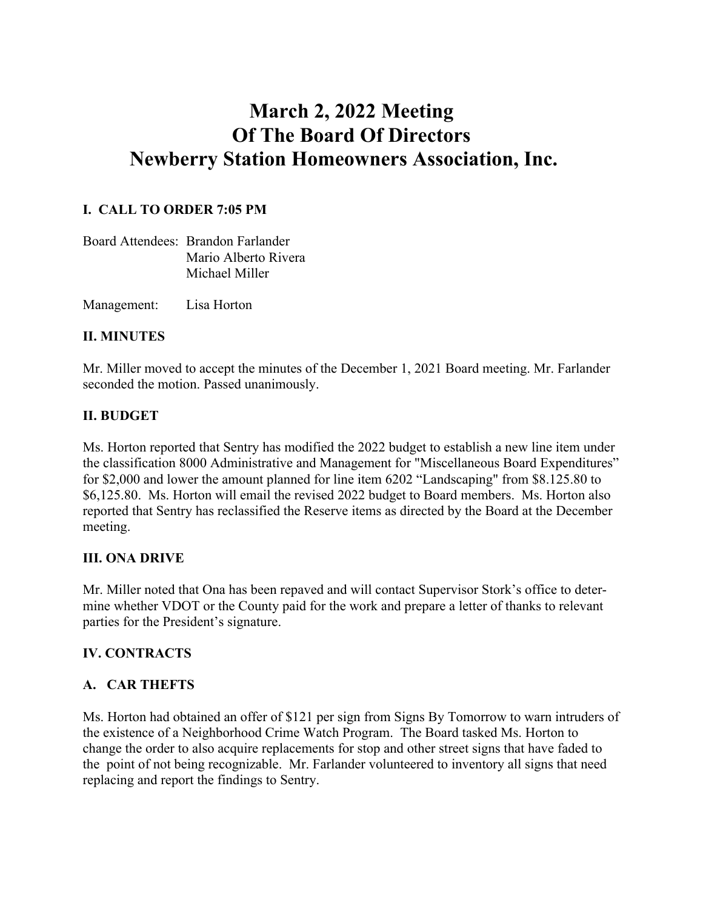# March 2, 2022 Meeting
# Of The Board Of Directors
# Newberry Station Homeowners Association, Inc.

### I. CALL TO ORDER 7:05 PM

Board Attendees: Brandon Farlander
Mario Alberto Rivera
Michael Miller

Management: Lisa Horton

### II. MINUTES

Mr. Miller moved to accept the minutes of the December 1, 2021 Board meeting. Mr. Farlander seconded the motion. Passed unanimously.

### II. BUDGET

Ms. Horton reported that Sentry has modified the 2022 budget to establish a new line item under the classification 8000 Administrative and Management for "Miscellaneous Board Expenditures" for $2,000 and lower the amount planned for line item 6202 "Landscaping" from $8.125.80 to $6,125.80. Ms. Horton will email the revised 2022 budget to Board members. Ms. Horton also reported that Sentry has reclassified the Reserve items as directed by the Board at the December meeting.

### III. ONA DRIVE

Mr. Miller noted that Ona has been repaved and will contact Supervisor Stork's office to determine whether VDOT or the County paid for the work and prepare a letter of thanks to relevant parties for the President's signature.

### IV. CONTRACTS

### A. CAR THEFTS

Ms. Horton had obtained an offer of $121 per sign from Signs By Tomorrow to warn intruders of the existence of a Neighborhood Crime Watch Program. The Board tasked Ms. Horton to change the order to also acquire replacements for stop and other street signs that have faded to the point of not being recognizable. Mr. Farlander volunteered to inventory all signs that need replacing and report the findings to Sentry.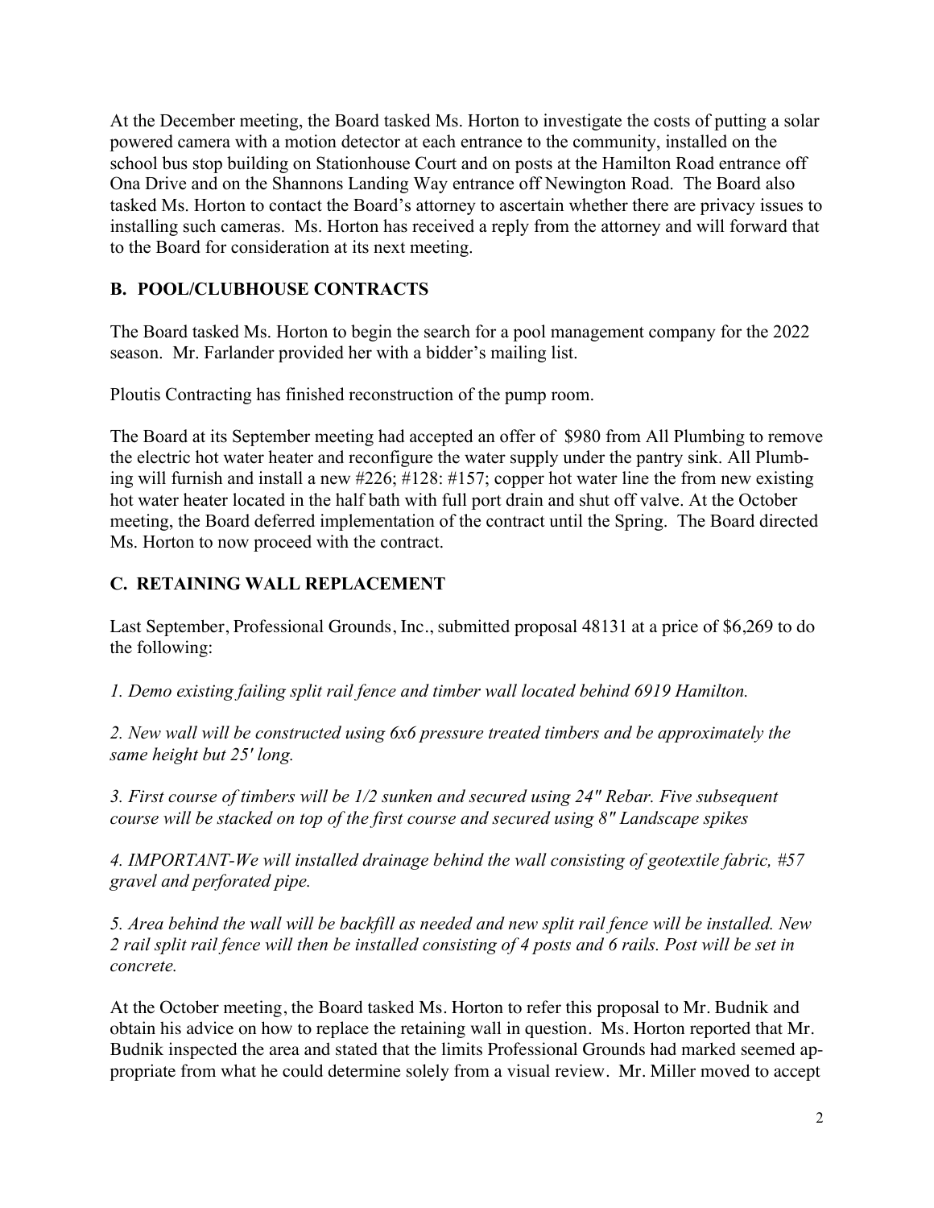At the December meeting, the Board tasked Ms. Horton to investigate the costs of putting a solar powered camera with a motion detector at each entrance to the community, installed on the school bus stop building on Stationhouse Court and on posts at the Hamilton Road entrance off Ona Drive and on the Shannons Landing Way entrance off Newington Road. The Board also tasked Ms. Horton to contact the Board's attorney to ascertain whether there are privacy issues to installing such cameras. Ms. Horton has received a reply from the attorney and will forward that to the Board for consideration at its next meeting.

## B. POOL/CLUBHOUSE CONTRACTS

The Board tasked Ms. Horton to begin the search for a pool management company for the 2022 season. Mr. Farlander provided her with a bidder's mailing list.

Ploutis Contracting has finished reconstruction of the pump room.

The Board at its September meeting had accepted an offer of $980 from All Plumbing to remove the electric hot water heater and reconfigure the water supply under the pantry sink. All Plumbing will furnish and install a new #226; #128: #157; copper hot water line the from new existing hot water heater located in the half bath with full port drain and shut off valve. At the October meeting, the Board deferred implementation of the contract until the Spring. The Board directed Ms. Horton to now proceed with the contract.

## C. RETAINING WALL REPLACEMENT

Last September, Professional Grounds, Inc., submitted proposal 48131 at a price of $6,269 to do the following:

*1. Demo existing failing split rail fence and timber wall located behind 6919 Hamilton.*

*2. New wall will be constructed using 6x6 pressure treated timbers and be approximately the same height but 25' long.*

*3. First course of timbers will be 1/2 sunken and secured using 24" Rebar. Five subsequent course will be stacked on top of the first course and secured using 8" Landscape spikes*

*4. IMPORTANT-We will installed drainage behind the wall consisting of geotextile fabric, #57 gravel and perforated pipe.*

*5. Area behind the wall will be backfill as needed and new split rail fence will be installed. New 2 rail split rail fence will then be installed consisting of 4 posts and 6 rails. Post will be set in concrete.*

At the October meeting, the Board tasked Ms. Horton to refer this proposal to Mr. Budnik and obtain his advice on how to replace the retaining wall in question. Ms. Horton reported that Mr. Budnik inspected the area and stated that the limits Professional Grounds had marked seemed appropriate from what he could determine solely from a visual review. Mr. Miller moved to accept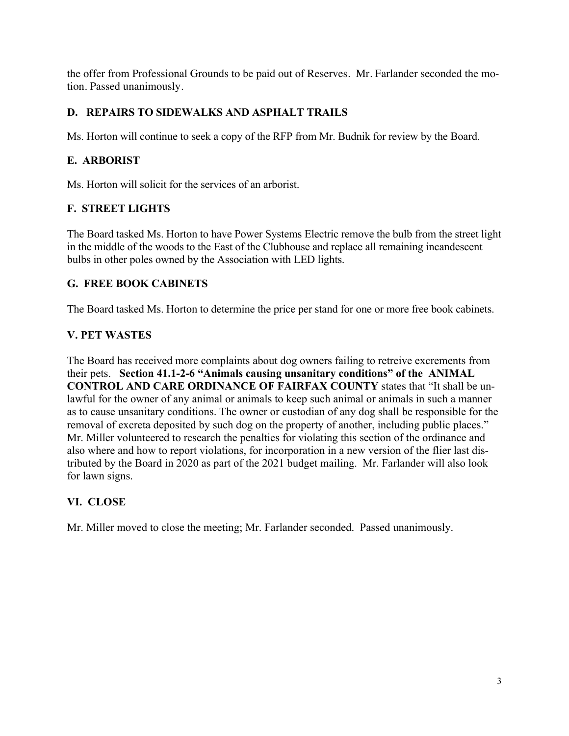the offer from Professional Grounds to be paid out of Reserves. Mr. Farlander seconded the motion. Passed unanimously.

### D. REPAIRS TO SIDEWALKS AND ASPHALT TRAILS

Ms. Horton will continue to seek a copy of the RFP from Mr. Budnik for review by the Board.

### E. ARBORIST

Ms. Horton will solicit for the services of an arborist.

### F. STREET LIGHTS

The Board tasked Ms. Horton to have Power Systems Electric remove the bulb from the street light in the middle of the woods to the East of the Clubhouse and replace all remaining incandescent bulbs in other poles owned by the Association with LED lights.

### G. FREE BOOK CABINETS

The Board tasked Ms. Horton to determine the price per stand for one or more free book cabinets.

## V. PET WASTES

The Board has received more complaints about dog owners failing to retreive excrements from their pets. **Section 41.1-2-6 "Animals causing unsanitary conditions" of the ANIMAL CONTROL AND CARE ORDINANCE OF FAIRFAX COUNTY** states that "It shall be unlawful for the owner of any animal or animals to keep such animal or animals in such a manner as to cause unsanitary conditions. The owner or custodian of any dog shall be responsible for the removal of excreta deposited by such dog on the property of another, including public places." Mr. Miller volunteered to research the penalties for violating this section of the ordinance and also where and how to report violations, for incorporation in a new version of the flier last distributed by the Board in 2020 as part of the 2021 budget mailing. Mr. Farlander will also look for lawn signs.

## VI. CLOSE

Mr. Miller moved to close the meeting; Mr. Farlander seconded. Passed unanimously.